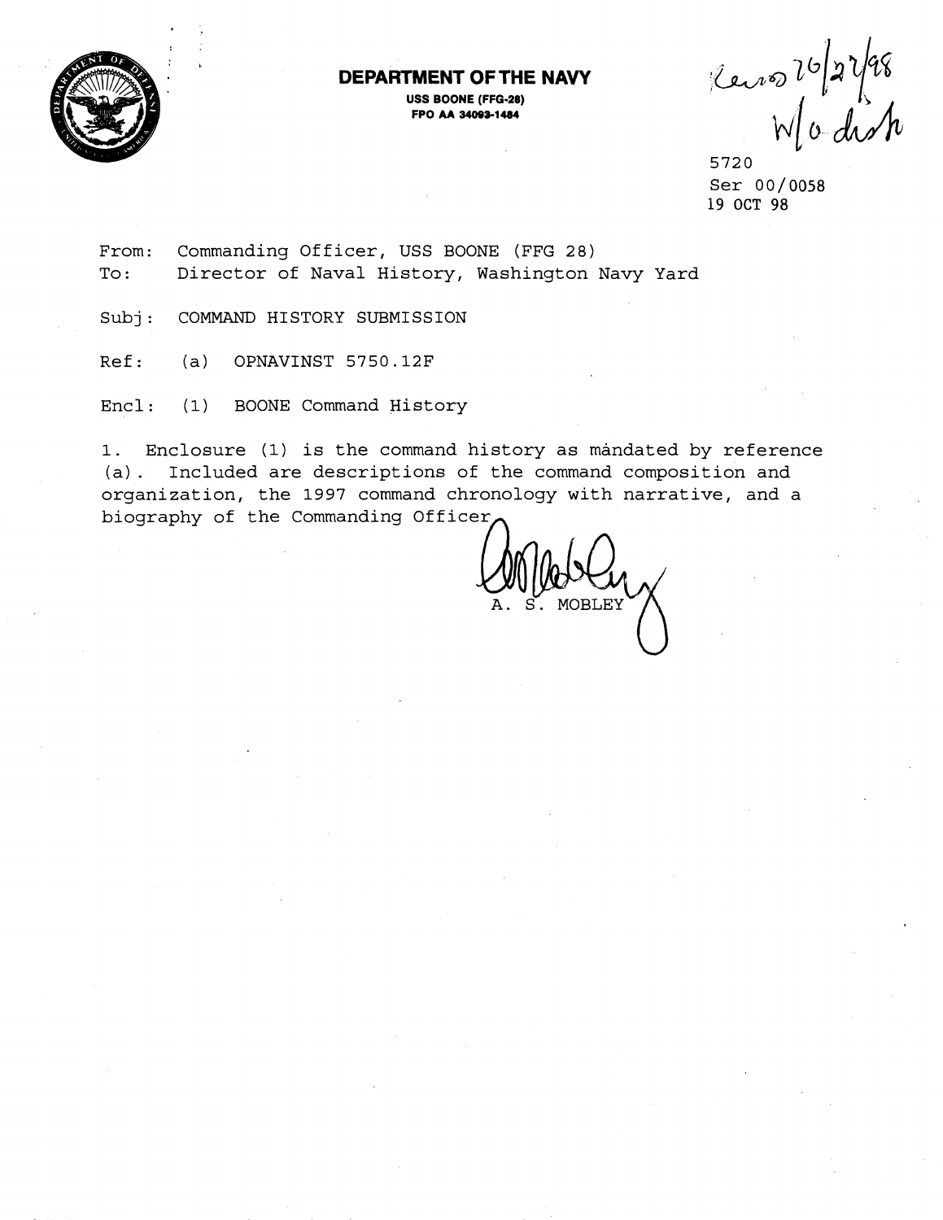**DEPARTMENT OF THE NAVY**
**USS BOONE (FFG-28)**
**FPO AA 34093-1484**

Recvd 10/27/98
W/o dist

5720
Ser 00/0058
19 OCT 98

From: Commanding Officer, USS BOONE (FFG 28)
To: Director of Naval History, Washington Navy Yard

Subj: COMMAND HISTORY SUBMISSION

Ref: (a) OPNAVINST 5750.12F

Encl: (1) BOONE Command History

1. Enclosure (1) is the command history as mandated by reference (a). Included are descriptions of the command composition and organization, the 1997 command chronology with narrative, and a biography of the Commanding Officer.

A. S. MOBLEY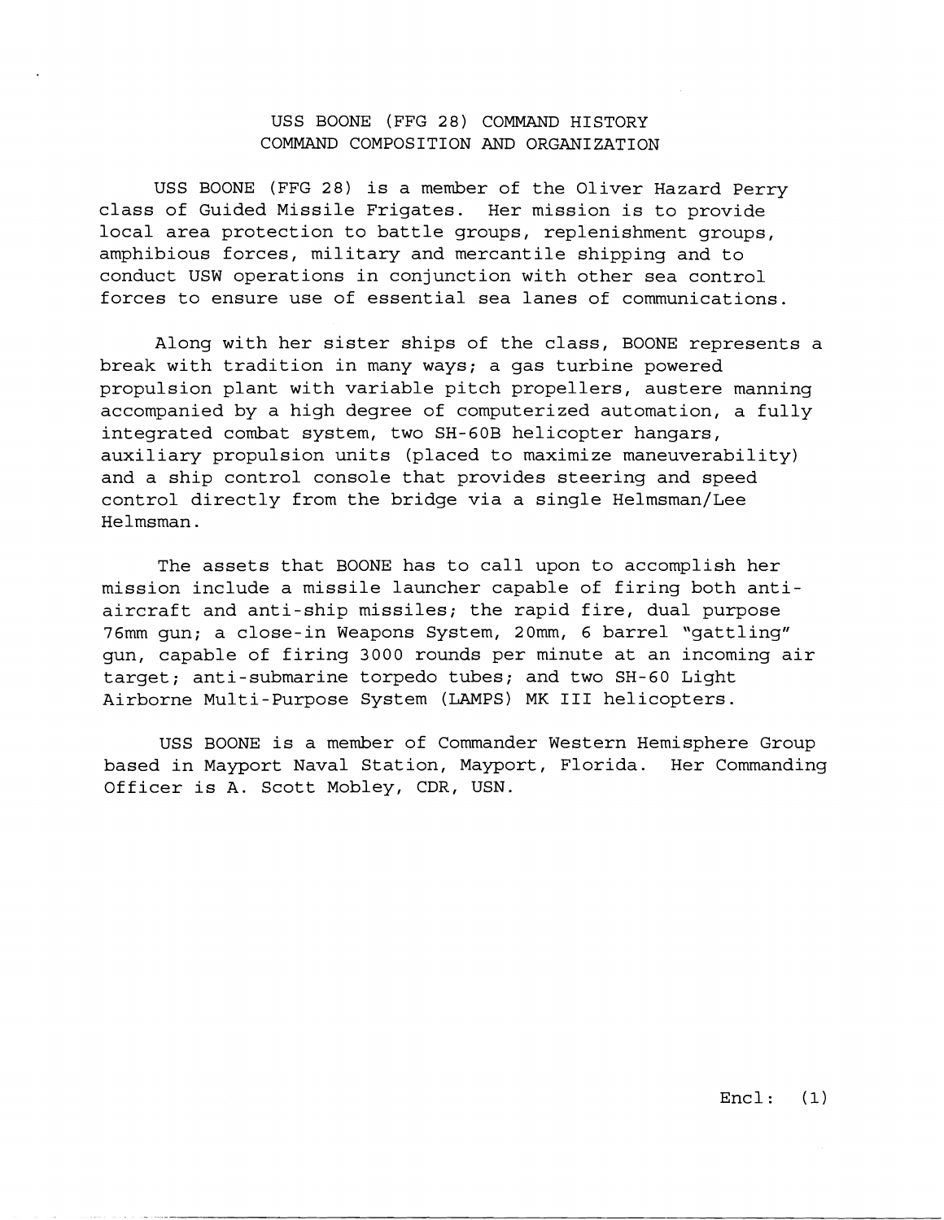# USS BOONE (FFG 28) COMMAND HISTORY
## COMMAND COMPOSITION AND ORGANIZATION

USS BOONE (FFG 28) is a member of the Oliver Hazard Perry class of Guided Missile Frigates. Her mission is to provide local area protection to battle groups, replenishment groups, amphibious forces, military and mercantile shipping and to conduct USW operations in conjunction with other sea control forces to ensure use of essential sea lanes of communications.

Along with her sister ships of the class, BOONE represents a break with tradition in many ways; a gas turbine powered propulsion plant with variable pitch propellers, austere manning accompanied by a high degree of computerized automation, a fully integrated combat system, two SH-60B helicopter hangars, auxiliary propulsion units (placed to maximize maneuverability) and a ship control console that provides steering and speed control directly from the bridge via a single Helmsman/Lee Helmsman.

The assets that BOONE has to call upon to accomplish her mission include a missile launcher capable of firing both anti-aircraft and anti-ship missiles; the rapid fire, dual purpose 76mm gun; a close-in Weapons System, 20mm, 6 barrel "gattling" gun, capable of firing 3000 rounds per minute at an incoming air target; anti-submarine torpedo tubes; and two SH-60 Light Airborne Multi-Purpose System (LAMPS) MK III helicopters.

USS BOONE is a member of Commander Western Hemisphere Group based in Mayport Naval Station, Mayport, Florida. Her Commanding Officer is A. Scott Mobley, CDR, USN.

Encl: (1)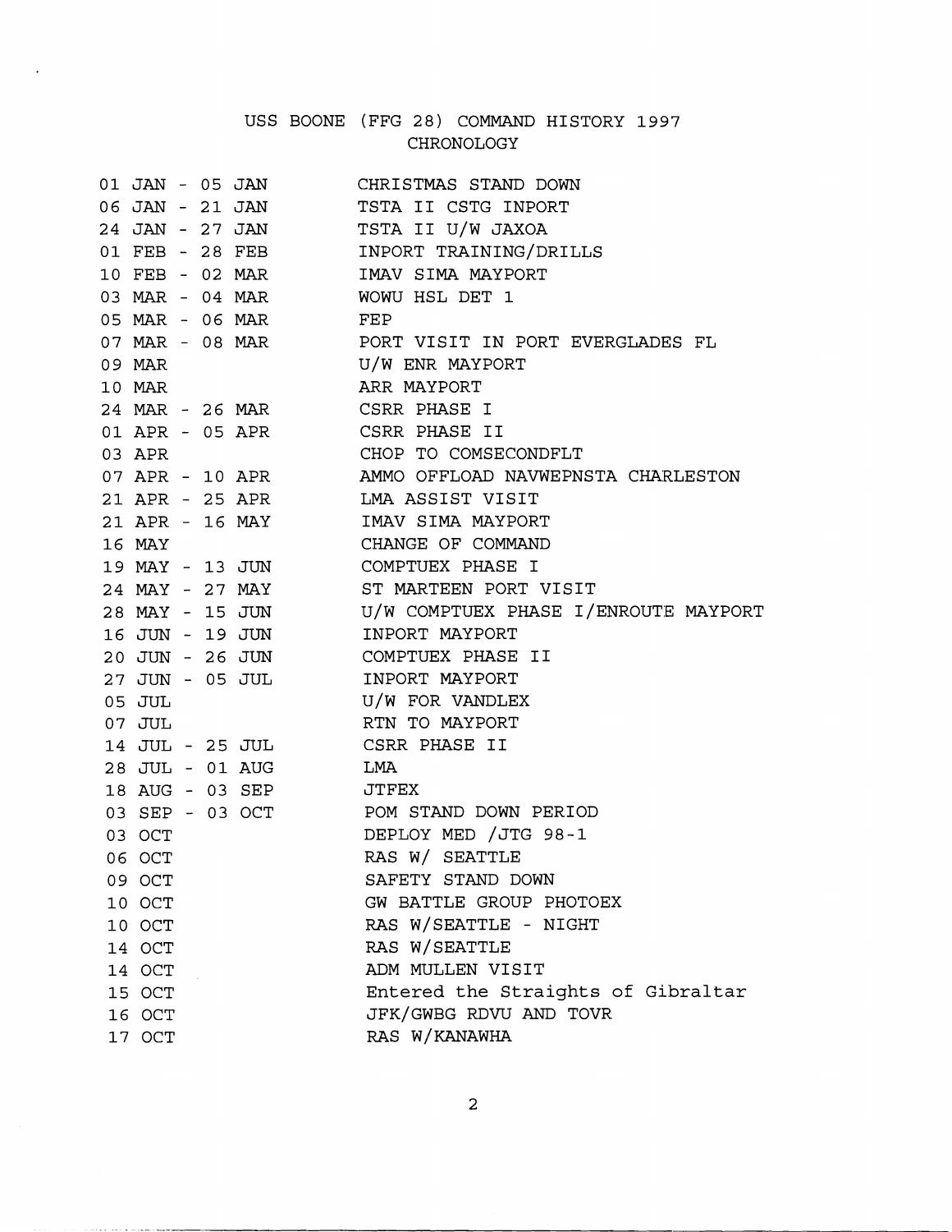# USS BOONE (FFG 28) COMMAND HISTORY 1997
## CHRONOLOGY

| Date | Event |
|---|---|
| 01 JAN - 05 JAN | CHRISTMAS STAND DOWN |
| 06 JAN - 21 JAN | TSTA II CSTG INPORT |
| 24 JAN - 27 JAN | TSTA II U/W JAXOA |
| 01 FEB - 28 FEB | INPORT TRAINING/DRILLS |
| 10 FEB - 02 MAR | IMAV SIMA MAYPORT |
| 03 MAR - 04 MAR | WOWU HSL DET 1 |
| 05 MAR - 06 MAR | FEP |
| 07 MAR - 08 MAR | PORT VISIT IN PORT EVERGLADES FL |
| 09 MAR | U/W ENR MAYPORT |
| 10 MAR | ARR MAYPORT |
| 24 MAR - 26 MAR | CSRR PHASE I |
| 01 APR - 05 APR | CSRR PHASE II |
| 03 APR | CHOP TO COMSECONDFLT |
| 07 APR - 10 APR | AMMO OFFLOAD NAVWEPNSTA CHARLESTON |
| 21 APR - 25 APR | LMA ASSIST VISIT |
| 21 APR - 16 MAY | IMAV SIMA MAYPORT |
| 16 MAY | CHANGE OF COMMAND |
| 19 MAY - 13 JUN | COMPTUEX PHASE I |
| 24 MAY - 27 MAY | ST MARTEEN PORT VISIT |
| 28 MAY - 15 JUN | U/W COMPTUEX PHASE I/ENROUTE MAYPORT |
| 16 JUN - 19 JUN | INPORT MAYPORT |
| 20 JUN - 26 JUN | COMPTUEX PHASE II |
| 27 JUN - 05 JUL | INPORT MAYPORT |
| 05 JUL | U/W FOR VANDLEX |
| 07 JUL | RTN TO MAYPORT |
| 14 JUL - 25 JUL | CSRR PHASE II |
| 28 JUL - 01 AUG | LMA |
| 18 AUG - 03 SEP | JTFEX |
| 03 SEP - 03 OCT | POM STAND DOWN PERIOD |
| 03 OCT | DEPLOY MED /JTG 98-1 |
| 06 OCT | RAS W/ SEATTLE |
| 09 OCT | SAFETY STAND DOWN |
| 10 OCT | GW BATTLE GROUP PHOTOEX |
| 10 OCT | RAS W/SEATTLE - NIGHT |
| 14 OCT | RAS W/SEATTLE |
| 14 OCT | ADM MULLEN VISIT |
| 15 OCT | Entered the Straights of Gibraltar |
| 16 OCT | JFK/GWBG RDVU AND TOVR |
| 17 OCT | RAS W/KANAWHA |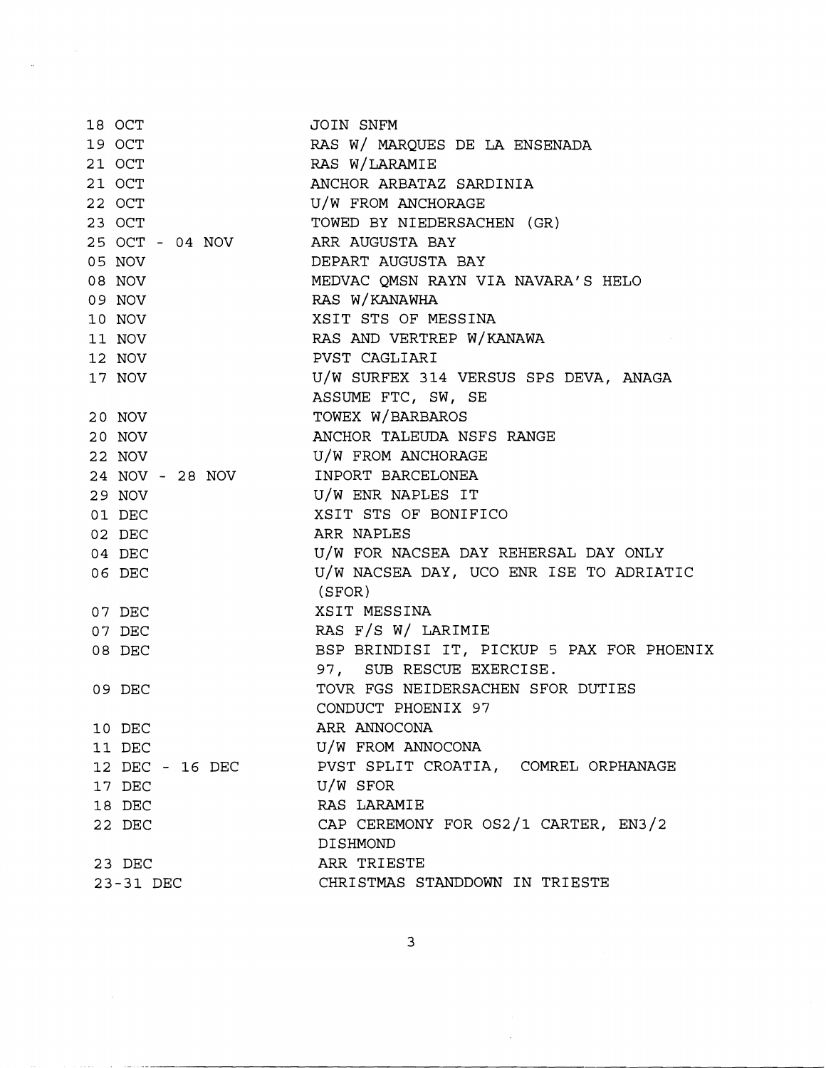| | |
|---|---|
| 18 OCT | JOIN SNFM |
| 19 OCT | RAS W/ MARQUES DE LA ENSENADA |
| 21 OCT | RAS W/LARAMIE |
| 21 OCT | ANCHOR ARBATAZ SARDINIA |
| 22 OCT | U/W FROM ANCHORAGE |
| 23 OCT | TOWED BY NIEDERSACHEN (GR) |
| 25 OCT - 04 NOV | ARR AUGUSTA BAY |
| 05 NOV | DEPART AUGUSTA BAY |
| 08 NOV | MEDVAC QMSN RAYN VIA NAVARA'S HELO |
| 09 NOV | RAS W/KANAWHA |
| 10 NOV | XSIT STS OF MESSINA |
| 11 NOV | RAS AND VERTREP W/KANAWA |
| 12 NOV | PVST CAGLIARI |
| 17 NOV | U/W SURFEX 314 VERSUS SPS DEVA, ANAGA ASSUME FTC, SW, SE |
| 20 NOV | TOWEX W/BARBAROS |
| 20 NOV | ANCHOR TALEUDA NSFS RANGE |
| 22 NOV | U/W FROM ANCHORAGE |
| 24 NOV - 28 NOV | INPORT BARCELONEA |
| 29 NOV | U/W ENR NAPLES IT |
| 01 DEC | XSIT STS OF BONIFICO |
| 02 DEC | ARR NAPLES |
| 04 DEC | U/W FOR NACSEA DAY REHERSAL DAY ONLY |
| 06 DEC | U/W NACSEA DAY, UCO ENR ISE TO ADRIATIC (SFOR) |
| 07 DEC | XSIT MESSINA |
| 07 DEC | RAS F/S W/ LARIMIE |
| 08 DEC | BSP BRINDISI IT, PICKUP 5 PAX FOR PHOENIX 97, SUB RESCUE EXERCISE. |
| 09 DEC | TOVR FGS NEIDERSACHEN SFOR DUTIES CONDUCT PHOENIX 97 |
| 10 DEC | ARR ANNOCONA |
| 11 DEC | U/W FROM ANNOCONA |
| 12 DEC - 16 DEC | PVST SPLIT CROATIA, COMREL ORPHANAGE |
| 17 DEC | U/W SFOR |
| 18 DEC | RAS LARAMIE |
| 22 DEC | CAP CEREMONY FOR OS2/1 CARTER, EN3/2 DISHMOND |
| 23 DEC | ARR TRIESTE |
| 23-31 DEC | CHRISTMAS STANDDOWN IN TRIESTE |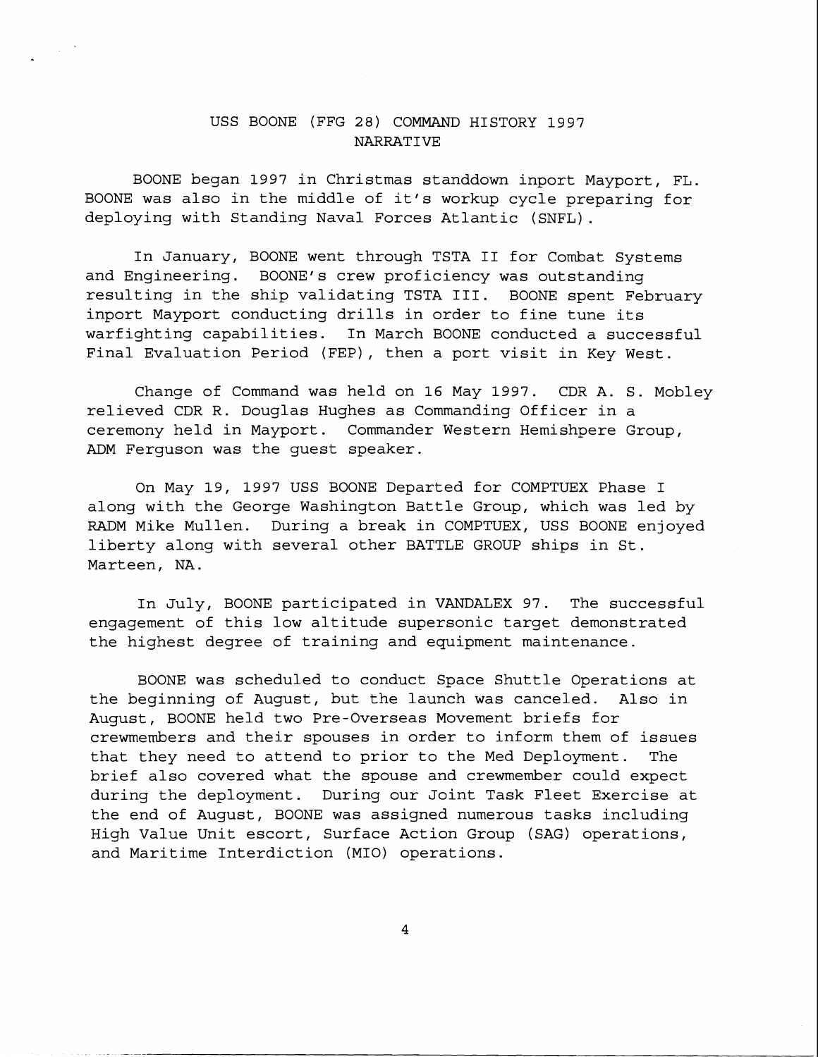# USS BOONE (FFG 28) COMMAND HISTORY 1997
## NARRATIVE

BOONE began 1997 in Christmas standdown inport Mayport, FL. BOONE was also in the middle of it's workup cycle preparing for deploying with Standing Naval Forces Atlantic (SNFL).

In January, BOONE went through TSTA II for Combat Systems and Engineering. BOONE's crew proficiency was outstanding resulting in the ship validating TSTA III. BOONE spent February inport Mayport conducting drills in order to fine tune its warfighting capabilities. In March BOONE conducted a successful Final Evaluation Period (FEP), then a port visit in Key West.

Change of Command was held on 16 May 1997. CDR A. S. Mobley relieved CDR R. Douglas Hughes as Commanding Officer in a ceremony held in Mayport. Commander Western Hemishpere Group, ADM Ferguson was the guest speaker.

On May 19, 1997 USS BOONE Departed for COMPTUEX Phase I along with the George Washington Battle Group, which was led by RADM Mike Mullen. During a break in COMPTUEX, USS BOONE enjoyed liberty along with several other BATTLE GROUP ships in St. Marteen, NA.

In July, BOONE participated in VANDALEX 97. The successful engagement of this low altitude supersonic target demonstrated the highest degree of training and equipment maintenance.

BOONE was scheduled to conduct Space Shuttle Operations at the beginning of August, but the launch was canceled. Also in August, BOONE held two Pre-Overseas Movement briefs for crewmembers and their spouses in order to inform them of issues that they need to attend to prior to the Med Deployment. The brief also covered what the spouse and crewmember could expect during the deployment. During our Joint Task Fleet Exercise at the end of August, BOONE was assigned numerous tasks including High Value Unit escort, Surface Action Group (SAG) operations, and Maritime Interdiction (MIO) operations.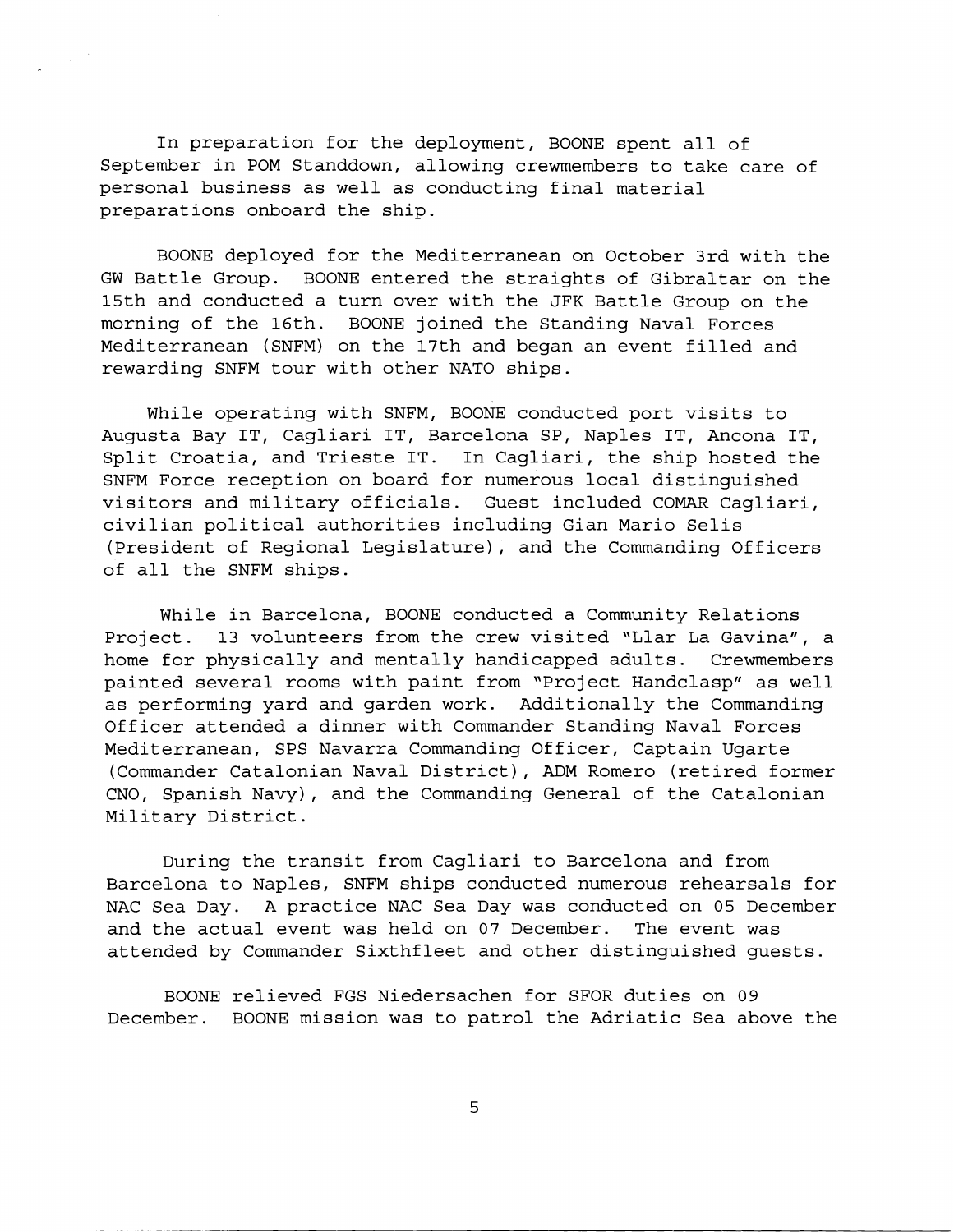In preparation for the deployment, BOONE spent all of September in POM Standdown, allowing crewmembers to take care of personal business as well as conducting final material preparations onboard the ship.

BOONE deployed for the Mediterranean on October 3rd with the GW Battle Group. BOONE entered the straights of Gibraltar on the 15th and conducted a turn over with the JFK Battle Group on the morning of the 16th. BOONE joined the Standing Naval Forces Mediterranean (SNFM) on the 17th and began an event filled and rewarding SNFM tour with other NATO ships.

While operating with SNFM, BOONE conducted port visits to Augusta Bay IT, Cagliari IT, Barcelona SP, Naples IT, Ancona IT, Split Croatia, and Trieste IT. In Cagliari, the ship hosted the SNFM Force reception on board for numerous local distinguished visitors and military officials. Guest included COMAR Cagliari, civilian political authorities including Gian Mario Selis (President of Regional Legislature), and the Commanding Officers of all the SNFM ships.

While in Barcelona, BOONE conducted a Community Relations Project. 13 volunteers from the crew visited "Llar La Gavina", a home for physically and mentally handicapped adults. Crewmembers painted several rooms with paint from "Project Handclasp" as well as performing yard and garden work. Additionally the Commanding Officer attended a dinner with Commander Standing Naval Forces Mediterranean, SPS Navarra Commanding Officer, Captain Ugarte (Commander Catalonian Naval District), ADM Romero (retired former CNO, Spanish Navy), and the Commanding General of the Catalonian Military District.

During the transit from Cagliari to Barcelona and from Barcelona to Naples, SNFM ships conducted numerous rehearsals for NAC Sea Day. A practice NAC Sea Day was conducted on 05 December and the actual event was held on 07 December. The event was attended by Commander Sixthfleet and other distinguished guests.

BOONE relieved FGS Niedersachen for SFOR duties on 09 December. BOONE mission was to patrol the Adriatic Sea above the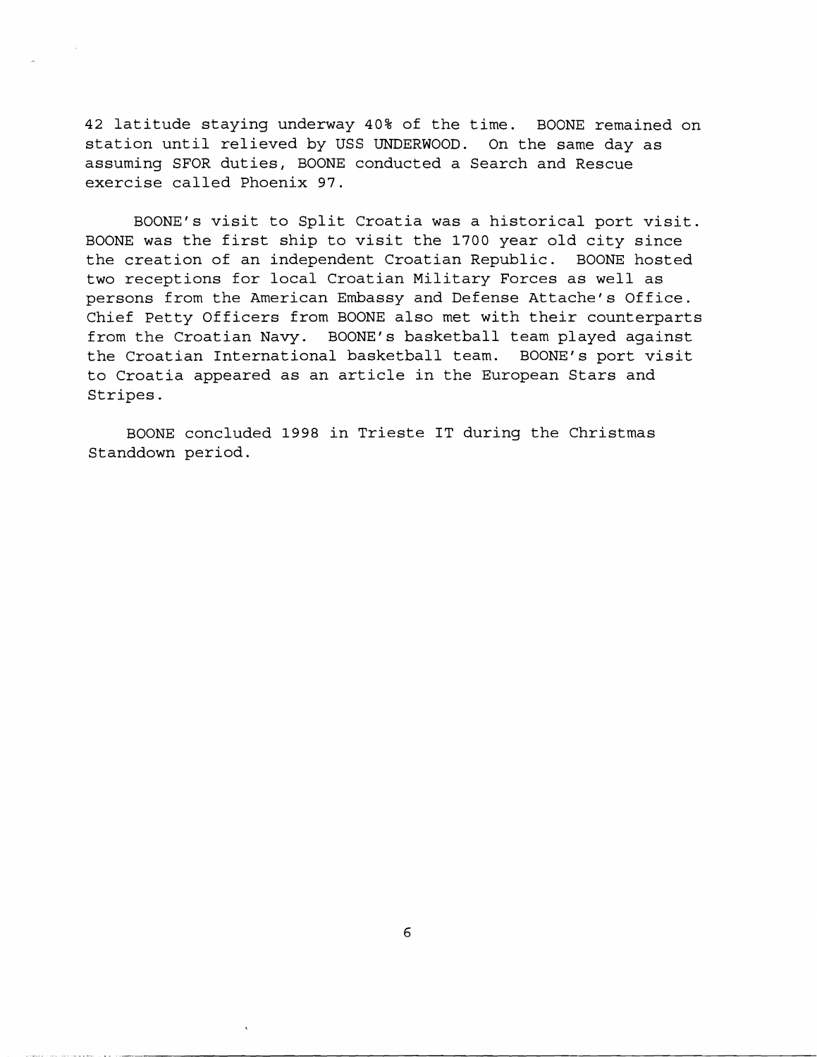42 latitude staying underway 40% of the time. BOONE remained on station until relieved by USS UNDERWOOD. On the same day as assuming SFOR duties, BOONE conducted a Search and Rescue exercise called Phoenix 97.

BOONE's visit to Split Croatia was a historical port visit. BOONE was the first ship to visit the 1700 year old city since the creation of an independent Croatian Republic. BOONE hosted two receptions for local Croatian Military Forces as well as persons from the American Embassy and Defense Attache's Office. Chief Petty Officers from BOONE also met with their counterparts from the Croatian Navy. BOONE's basketball team played against the Croatian International basketball team. BOONE's port visit to Croatia appeared as an article in the European Stars and Stripes.

BOONE concluded 1998 in Trieste IT during the Christmas Standdown period.